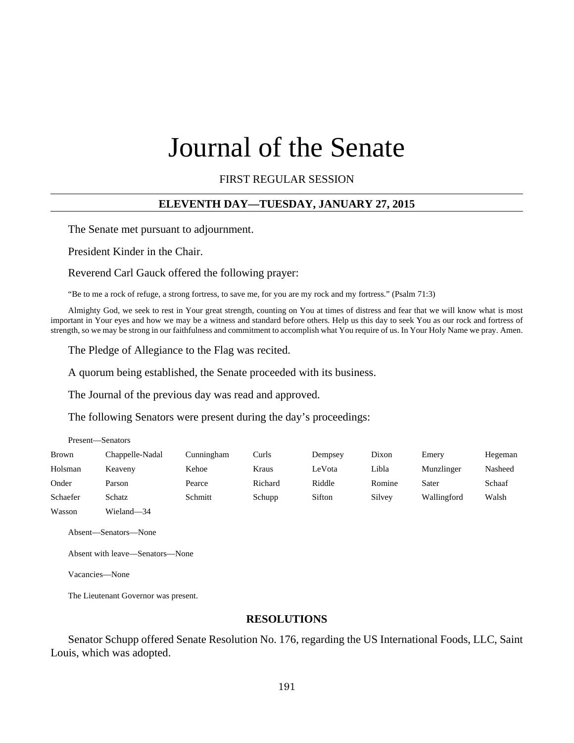# Journal of the Senate

FIRST REGULAR SESSION

**ELEVENTH DAY—TUESDAY, JANUARY 27, 2015**

The Senate met pursuant to adjournment.

President Kinder in the Chair.

Reverend Carl Gauck offered the following prayer:

"Be to me a rock of refuge, a strong fortress, to save me, for you are my rock and my fortress." (Psalm 71:3)

Almighty God, we seek to rest in Your great strength, counting on You at times of distress and fear that we will know what is most important in Your eyes and how we may be a witness and standard before others. Help us this day to seek You as our rock and fortress of strength, so we may be strong in our faithfulness and commitment to accomplish what You require of us. In Your Holy Name we pray. Amen.

The Pledge of Allegiance to the Flag was recited.

A quorum being established, the Senate proceeded with its business.

The Journal of the previous day was read and approved.

The following Senators were present during the day's proceedings:

Present—Senators

| | | | | | | | |
|---|---|---|---|---|---|---|---|
| Brown | Chappelle-Nadal | Cunningham | Curls | Dempsey | Dixon | Emery | Hegeman |
| Holsman | Keaveny | Kehoe | Kraus | LeVota | Libla | Munzlinger | Nasheed |
| Onder | Parson | Pearce | Richard | Riddle | Romine | Sater | Schaaf |
| Schaefer | Schatz | Schmitt | Schupp | Sifton | Silvey | Wallingford | Walsh |
| Wasson | Wieland—34 | | | | | | |

Absent—Senators—None

Absent with leave—Senators—None

Vacancies—None

The Lieutenant Governor was present.

## RESOLUTIONS

Senator Schupp offered Senate Resolution No. 176, regarding the US International Foods, LLC, Saint Louis, which was adopted.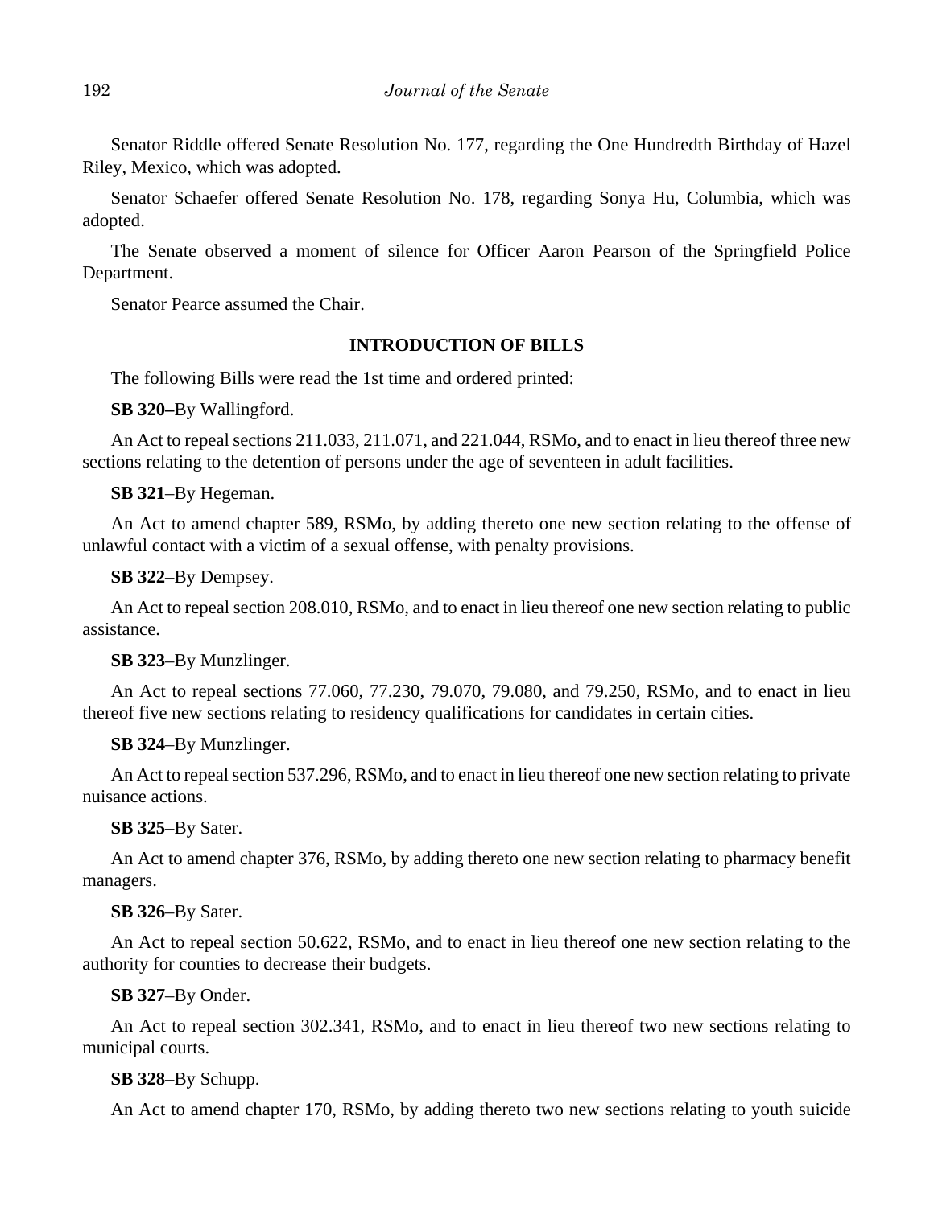Senator Riddle offered Senate Resolution No. 177, regarding the One Hundredth Birthday of Hazel Riley, Mexico, which was adopted.

Senator Schaefer offered Senate Resolution No. 178, regarding Sonya Hu, Columbia, which was adopted.

The Senate observed a moment of silence for Officer Aaron Pearson of the Springfield Police Department.

Senator Pearce assumed the Chair.

## INTRODUCTION OF BILLS

The following Bills were read the 1st time and ordered printed:

**SB 320–**By Wallingford.

An Act to repeal sections 211.033, 211.071, and 221.044, RSMo, and to enact in lieu thereof three new sections relating to the detention of persons under the age of seventeen in adult facilities.

**SB 321**–By Hegeman.

An Act to amend chapter 589, RSMo, by adding thereto one new section relating to the offense of unlawful contact with a victim of a sexual offense, with penalty provisions.

**SB 322**–By Dempsey.

An Act to repeal section 208.010, RSMo, and to enact in lieu thereof one new section relating to public assistance.

**SB 323**–By Munzlinger.

An Act to repeal sections 77.060, 77.230, 79.070, 79.080, and 79.250, RSMo, and to enact in lieu thereof five new sections relating to residency qualifications for candidates in certain cities.

**SB 324**–By Munzlinger.

An Act to repeal section 537.296, RSMo, and to enact in lieu thereof one new section relating to private nuisance actions.

**SB 325**–By Sater.

An Act to amend chapter 376, RSMo, by adding thereto one new section relating to pharmacy benefit managers.

**SB 326**–By Sater.

An Act to repeal section 50.622, RSMo, and to enact in lieu thereof one new section relating to the authority for counties to decrease their budgets.

**SB 327**–By Onder.

An Act to repeal section 302.341, RSMo, and to enact in lieu thereof two new sections relating to municipal courts.

**SB 328**–By Schupp.

An Act to amend chapter 170, RSMo, by adding thereto two new sections relating to youth suicide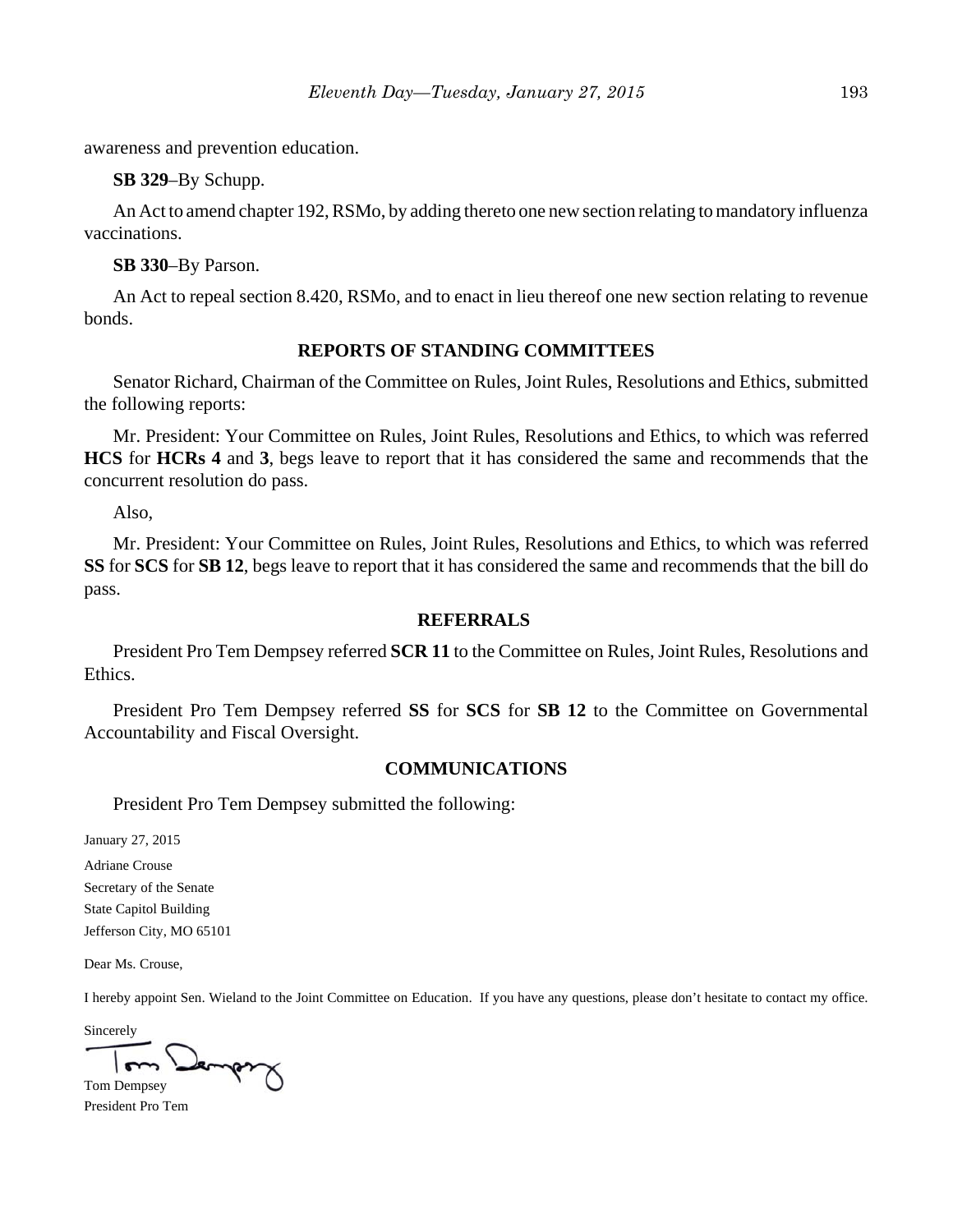awareness and prevention education.

**SB 329**–By Schupp.

An Act to amend chapter 192, RSMo, by adding thereto one new section relating to mandatory influenza vaccinations.

**SB 330**–By Parson.

An Act to repeal section 8.420, RSMo, and to enact in lieu thereof one new section relating to revenue bonds.

## REPORTS OF STANDING COMMITTEES

Senator Richard, Chairman of the Committee on Rules, Joint Rules, Resolutions and Ethics, submitted the following reports:

Mr. President: Your Committee on Rules, Joint Rules, Resolutions and Ethics, to which was referred **HCS** for **HCRs 4** and **3**, begs leave to report that it has considered the same and recommends that the concurrent resolution do pass.

Also,

Mr. President: Your Committee on Rules, Joint Rules, Resolutions and Ethics, to which was referred **SS** for **SCS** for **SB 12**, begs leave to report that it has considered the same and recommends that the bill do pass.

## REFERRALS

President Pro Tem Dempsey referred **SCR 11** to the Committee on Rules, Joint Rules, Resolutions and Ethics.

President Pro Tem Dempsey referred **SS** for **SCS** for **SB 12** to the Committee on Governmental Accountability and Fiscal Oversight.

## COMMUNICATIONS

President Pro Tem Dempsey submitted the following:

January 27, 2015

Adriane Crouse
Secretary of the Senate
State Capitol Building
Jefferson City, MO 65101

Dear Ms. Crouse,

I hereby appoint Sen. Wieland to the Joint Committee on Education. If you have any questions, please don't hesitate to contact my office.

Sincerely

Tom Dempsey
President Pro Tem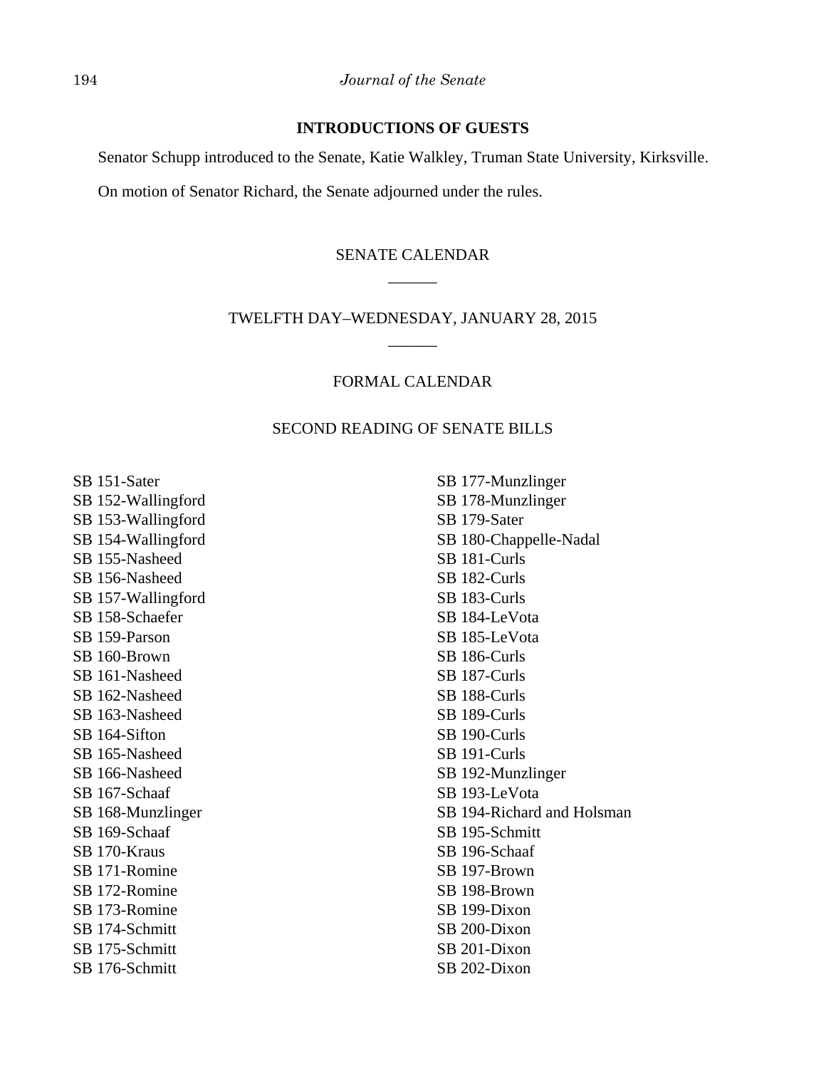## INTRODUCTIONS OF GUESTS

Senator Schupp introduced to the Senate, Katie Walkley, Truman State University, Kirksville.

On motion of Senator Richard, the Senate adjourned under the rules.

## SENATE CALENDAR

______

## TWELFTH DAY–WEDNESDAY, JANUARY 28, 2015

______

## FORMAL CALENDAR

### SECOND READING OF SENATE BILLS

SB 151-Sater
SB 152-Wallingford
SB 153-Wallingford
SB 154-Wallingford
SB 155-Nasheed
SB 156-Nasheed
SB 157-Wallingford
SB 158-Schaefer
SB 159-Parson
SB 160-Brown
SB 161-Nasheed
SB 162-Nasheed
SB 163-Nasheed
SB 164-Sifton
SB 165-Nasheed
SB 166-Nasheed
SB 167-Schaaf
SB 168-Munzlinger
SB 169-Schaaf
SB 170-Kraus
SB 171-Romine
SB 172-Romine
SB 173-Romine
SB 174-Schmitt
SB 175-Schmitt
SB 176-Schmitt
SB 177-Munzlinger
SB 178-Munzlinger
SB 179-Sater
SB 180-Chappelle-Nadal
SB 181-Curls
SB 182-Curls
SB 183-Curls
SB 184-LeVota
SB 185-LeVota
SB 186-Curls
SB 187-Curls
SB 188-Curls
SB 189-Curls
SB 190-Curls
SB 191-Curls
SB 192-Munzlinger
SB 193-LeVota
SB 194-Richard and Holsman
SB 195-Schmitt
SB 196-Schaaf
SB 197-Brown
SB 198-Brown
SB 199-Dixon
SB 200-Dixon
SB 201-Dixon
SB 202-Dixon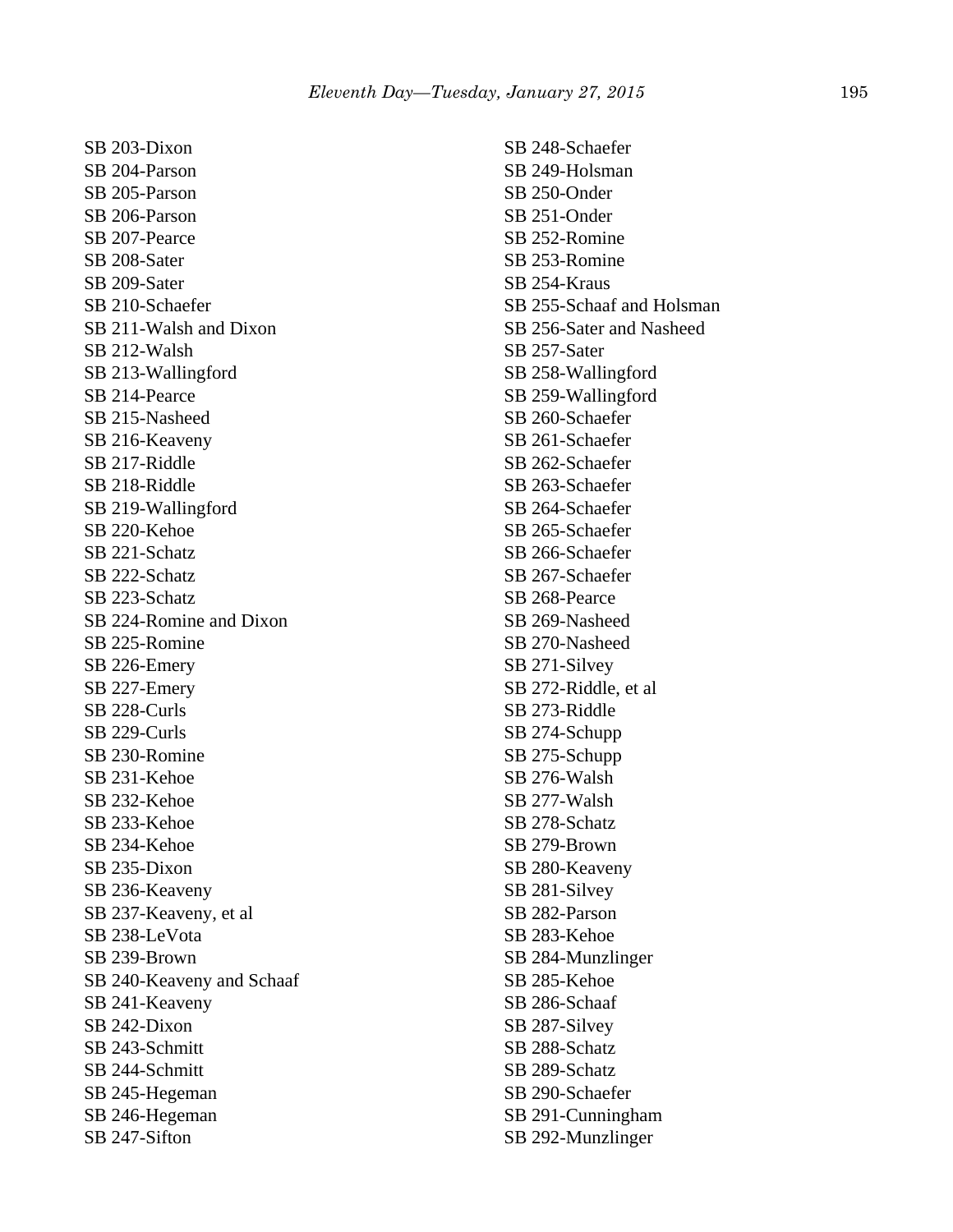SB 203-Dixon
SB 204-Parson
SB 205-Parson
SB 206-Parson
SB 207-Pearce
SB 208-Sater
SB 209-Sater
SB 210-Schaefer
SB 211-Walsh and Dixon
SB 212-Walsh
SB 213-Wallingford
SB 214-Pearce
SB 215-Nasheed
SB 216-Keaveny
SB 217-Riddle
SB 218-Riddle
SB 219-Wallingford
SB 220-Kehoe
SB 221-Schatz
SB 222-Schatz
SB 223-Schatz
SB 224-Romine and Dixon
SB 225-Romine
SB 226-Emery
SB 227-Emery
SB 228-Curls
SB 229-Curls
SB 230-Romine
SB 231-Kehoe
SB 232-Kehoe
SB 233-Kehoe
SB 234-Kehoe
SB 235-Dixon
SB 236-Keaveny
SB 237-Keaveny, et al
SB 238-LeVota
SB 239-Brown
SB 240-Keaveny and Schaaf
SB 241-Keaveny
SB 242-Dixon
SB 243-Schmitt
SB 244-Schmitt
SB 245-Hegeman
SB 246-Hegeman
SB 247-Sifton
SB 248-Schaefer
SB 249-Holsman
SB 250-Onder
SB 251-Onder
SB 252-Romine
SB 253-Romine
SB 254-Kraus
SB 255-Schaaf and Holsman
SB 256-Sater and Nasheed
SB 257-Sater
SB 258-Wallingford
SB 259-Wallingford
SB 260-Schaefer
SB 261-Schaefer
SB 262-Schaefer
SB 263-Schaefer
SB 264-Schaefer
SB 265-Schaefer
SB 266-Schaefer
SB 267-Schaefer
SB 268-Pearce
SB 269-Nasheed
SB 270-Nasheed
SB 271-Silvey
SB 272-Riddle, et al
SB 273-Riddle
SB 274-Schupp
SB 275-Schupp
SB 276-Walsh
SB 277-Walsh
SB 278-Schatz
SB 279-Brown
SB 280-Keaveny
SB 281-Silvey
SB 282-Parson
SB 283-Kehoe
SB 284-Munzlinger
SB 285-Kehoe
SB 286-Schaaf
SB 287-Silvey
SB 288-Schatz
SB 289-Schatz
SB 290-Schaefer
SB 291-Cunningham
SB 292-Munzlinger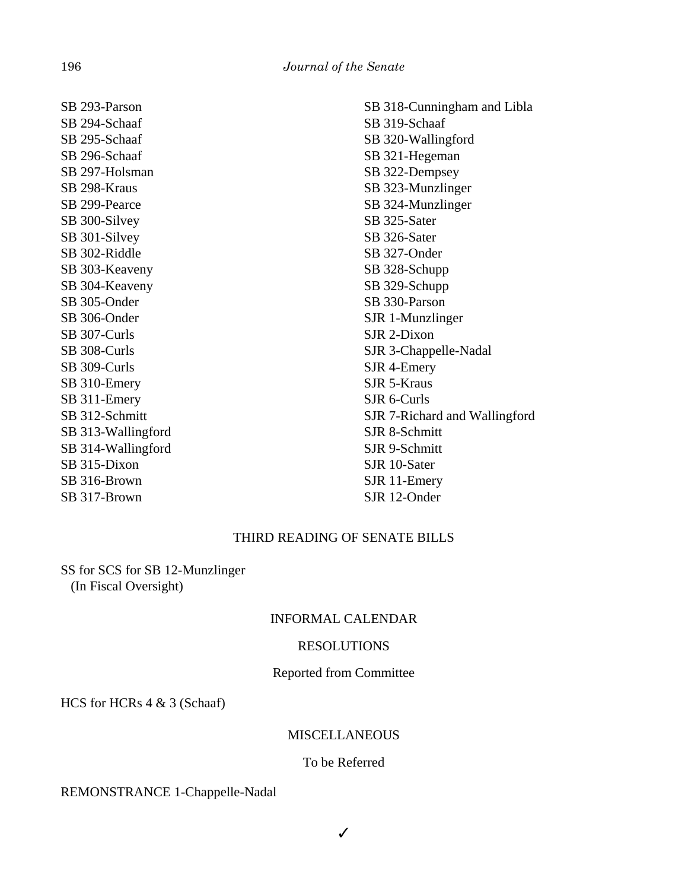SB 293-Parson
SB 294-Schaaf
SB 295-Schaaf
SB 296-Schaaf
SB 297-Holsman
SB 298-Kraus
SB 299-Pearce
SB 300-Silvey
SB 301-Silvey
SB 302-Riddle
SB 303-Keaveny
SB 304-Keaveny
SB 305-Onder
SB 306-Onder
SB 307-Curls
SB 308-Curls
SB 309-Curls
SB 310-Emery
SB 311-Emery
SB 312-Schmitt
SB 313-Wallingford
SB 314-Wallingford
SB 315-Dixon
SB 316-Brown
SB 317-Brown
SB 318-Cunningham and Libla
SB 319-Schaaf
SB 320-Wallingford
SB 321-Hegeman
SB 322-Dempsey
SB 323-Munzlinger
SB 324-Munzlinger
SB 325-Sater
SB 326-Sater
SB 327-Onder
SB 328-Schupp
SB 329-Schupp
SB 330-Parson
SJR 1-Munzlinger
SJR 2-Dixon
SJR 3-Chappelle-Nadal
SJR 4-Emery
SJR 5-Kraus
SJR 6-Curls
SJR 7-Richard and Wallingford
SJR 8-Schmitt
SJR 9-Schmitt
SJR 10-Sater
SJR 11-Emery
SJR 12-Onder

## THIRD READING OF SENATE BILLS

SS for SCS for SB 12-Munzlinger
(In Fiscal Oversight)

## INFORMAL CALENDAR

## RESOLUTIONS

### Reported from Committee

HCS for HCRs 4 & 3 (Schaaf)

## MISCELLANEOUS

### To be Referred

REMONSTRANCE 1-Chappelle-Nadal

✓